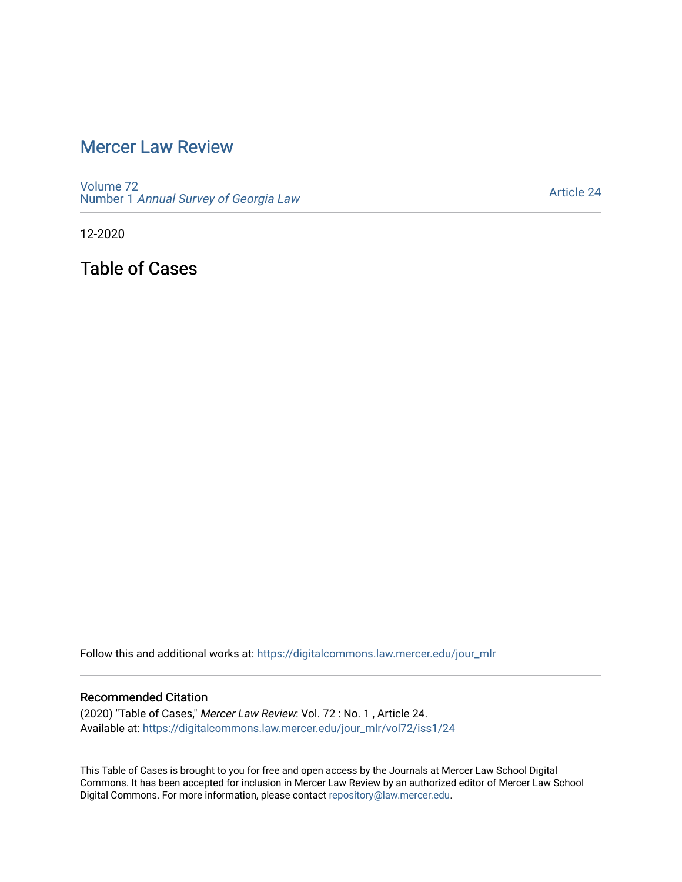# Mercer Law Review

Volume 72
Number 1 *Annual Survey of Georgia Law*

Article 24

12-2020

## Table of Cases

Follow this and additional works at: https://digitalcommons.law.mercer.edu/jour_mlr

### Recommended Citation

(2020) "Table of Cases," *Mercer Law Review*: Vol. 72 : No. 1 , Article 24.
Available at: https://digitalcommons.law.mercer.edu/jour_mlr/vol72/iss1/24

This Table of Cases is brought to you for free and open access by the Journals at Mercer Law School Digital Commons. It has been accepted for inclusion in Mercer Law Review by an authorized editor of Mercer Law School Digital Commons. For more information, please contact repository@law.mercer.edu.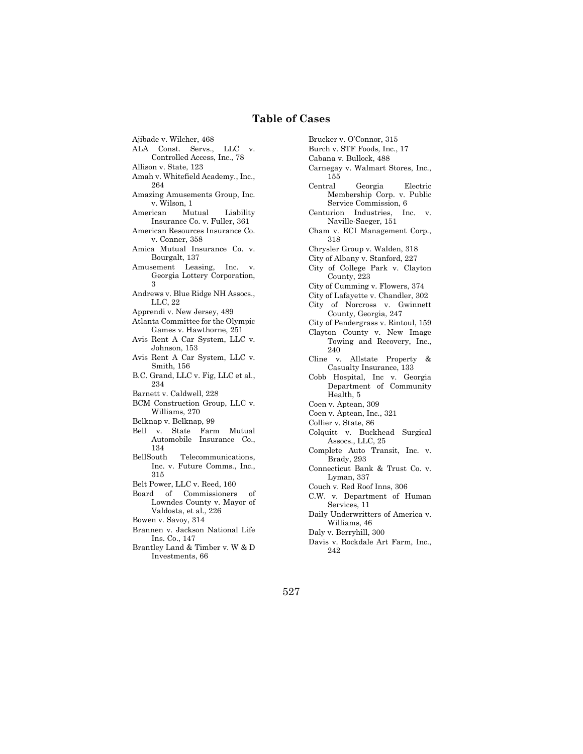## Table of Cases

Ajibade v. Wilcher, 468
ALA Const. Servs., LLC v. Controlled Access, Inc., 78
Allison v. State, 123
Amah v. Whitefield Academy., Inc., 264
Amazing Amusements Group, Inc. v. Wilson, 1
American Mutual Liability Insurance Co. v. Fuller, 361
American Resources Insurance Co. v. Conner, 358
Amica Mutual Insurance Co. v. Bourgalt, 137
Amusement Leasing, Inc. v. Georgia Lottery Corporation, 3
Andrews v. Blue Ridge NH Assocs., LLC, 22
Apprendi v. New Jersey, 489
Atlanta Committee for the Olympic Games v. Hawthorne, 251
Avis Rent A Car System, LLC v. Johnson, 153
Avis Rent A Car System, LLC v. Smith, 156
B.C. Grand, LLC v. Fig, LLC et al., 234
Barnett v. Caldwell, 228
BCM Construction Group, LLC v. Williams, 270
Belknap v. Belknap, 99
Bell v. State Farm Mutual Automobile Insurance Co., 134
BellSouth Telecommunications, Inc. v. Future Comms., Inc., 315
Belt Power, LLC v. Reed, 160
Board of Commissioners of Lowndes County v. Mayor of Valdosta, et al., 226
Bowen v. Savoy, 314
Brannen v. Jackson National Life Ins. Co., 147
Brantley Land & Timber v. W & D Investments, 66
Brucker v. O'Connor, 315
Burch v. STF Foods, Inc., 17
Cabana v. Bullock, 488
Carnegay v. Walmart Stores, Inc., 155
Central Georgia Electric Membership Corp. v. Public Service Commission, 6
Centurion Industries, Inc. v. Naville-Saeger, 151
Cham v. ECI Management Corp., 318
Chrysler Group v. Walden, 318
City of Albany v. Stanford, 227
City of College Park v. Clayton County, 223
City of Cumming v. Flowers, 374
City of Lafayette v. Chandler, 302
City of Norcross v. Gwinnett County, Georgia, 247
City of Pendergrass v. Rintoul, 159
Clayton County v. New Image Towing and Recovery, Inc., 240
Cline v. Allstate Property & Casualty Insurance, 133
Cobb Hospital, Inc v. Georgia Department of Community Health, 5
Coen v. Aptean, 309
Coen v. Aptean, Inc., 321
Collier v. State, 86
Colquitt v. Buckhead Surgical Assocs., LLC, 25
Complete Auto Transit, Inc. v. Brady, 293
Connecticut Bank & Trust Co. v. Lyman, 337
Couch v. Red Roof Inns, 306
C.W. v. Department of Human Services, 11
Daily Underwriters of America v. Williams, 46
Daly v. Berryhill, 300
Davis v. Rockdale Art Farm, Inc., 242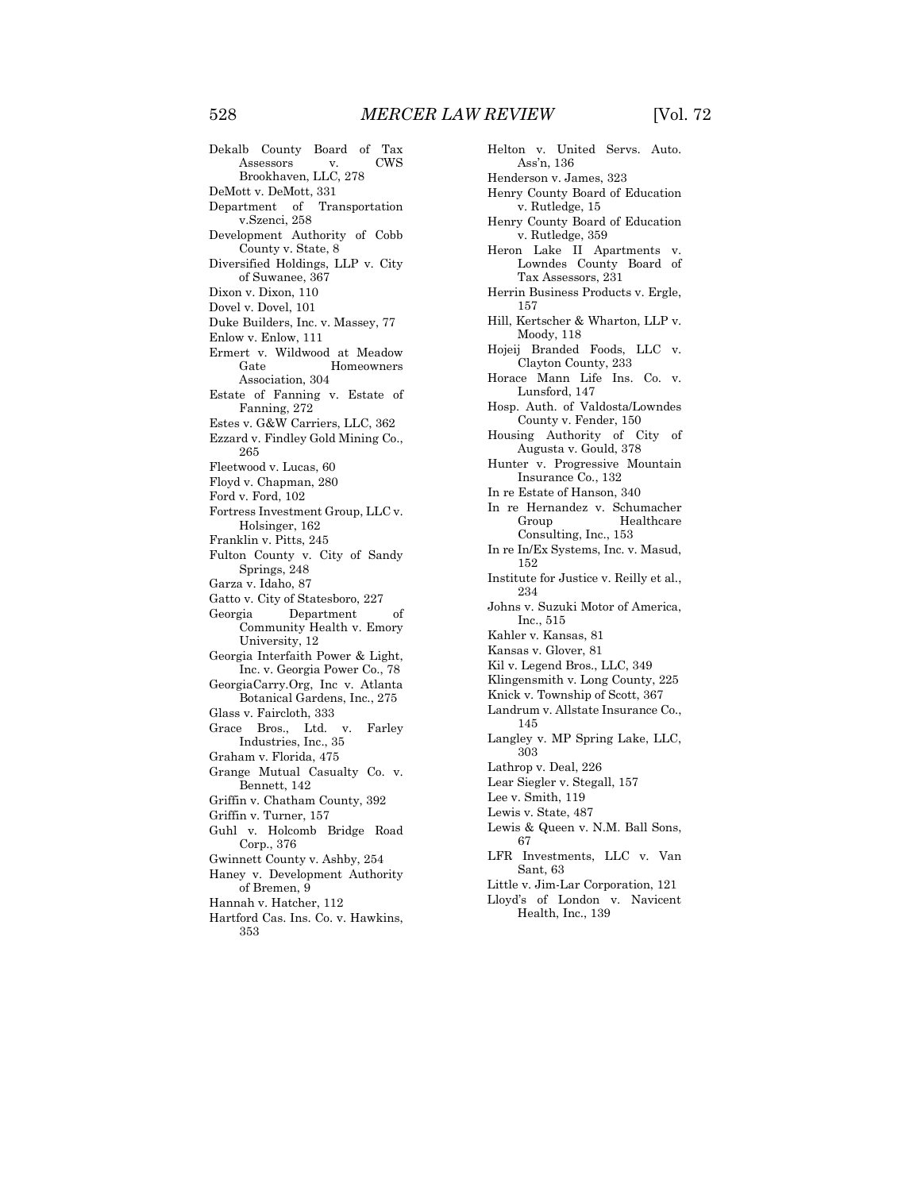Dekalb County Board of Tax Assessors v. CWS Brookhaven, LLC, 278
DeMott v. DeMott, 331
Department of Transportation v.Szenci, 258
Development Authority of Cobb County v. State, 8
Diversified Holdings, LLP v. City of Suwanee, 367
Dixon v. Dixon, 110
Dovel v. Dovel, 101
Duke Builders, Inc. v. Massey, 77
Enlow v. Enlow, 111
Ermert v. Wildwood at Meadow Gate Homeowners Association, 304
Estate of Fanning v. Estate of Fanning, 272
Estes v. G&W Carriers, LLC, 362
Ezzard v. Findley Gold Mining Co., 265
Fleetwood v. Lucas, 60
Floyd v. Chapman, 280
Ford v. Ford, 102
Fortress Investment Group, LLC v. Holsinger, 162
Franklin v. Pitts, 245
Fulton County v. City of Sandy Springs, 248
Garza v. Idaho, 87
Gatto v. City of Statesboro, 227
Georgia Department of Community Health v. Emory University, 12
Georgia Interfaith Power & Light, Inc. v. Georgia Power Co., 78
GeorgiaCarry.Org, Inc v. Atlanta Botanical Gardens, Inc., 275
Glass v. Faircloth, 333
Grace Bros., Ltd. v. Farley Industries, Inc., 35
Graham v. Florida, 475
Grange Mutual Casualty Co. v. Bennett, 142
Griffin v. Chatham County, 392
Griffin v. Turner, 157
Guhl v. Holcomb Bridge Road Corp., 376
Gwinnett County v. Ashby, 254
Haney v. Development Authority of Bremen, 9
Hannah v. Hatcher, 112
Hartford Cas. Ins. Co. v. Hawkins, 353
Helton v. United Servs. Auto. Ass'n, 136
Henderson v. James, 323
Henry County Board of Education v. Rutledge, 15
Henry County Board of Education v. Rutledge, 359
Heron Lake II Apartments v. Lowndes County Board of Tax Assessors, 231
Herrin Business Products v. Ergle, 157
Hill, Kertscher & Wharton, LLP v. Moody, 118
Hojeij Branded Foods, LLC v. Clayton County, 233
Horace Mann Life Ins. Co. v. Lunsford, 147
Hosp. Auth. of Valdosta/Lowndes County v. Fender, 150
Housing Authority of City of Augusta v. Gould, 378
Hunter v. Progressive Mountain Insurance Co., 132
In re Estate of Hanson, 340
In re Hernandez v. Schumacher Group Healthcare Consulting, Inc., 153
In re In/Ex Systems, Inc. v. Masud, 152
Institute for Justice v. Reilly et al., 234
Johns v. Suzuki Motor of America, Inc., 515
Kahler v. Kansas, 81
Kansas v. Glover, 81
Kil v. Legend Bros., LLC, 349
Klingensmith v. Long County, 225
Knick v. Township of Scott, 367
Landrum v. Allstate Insurance Co., 145
Langley v. MP Spring Lake, LLC, 303
Lathrop v. Deal, 226
Lear Siegler v. Stegall, 157
Lee v. Smith, 119
Lewis v. State, 487
Lewis & Queen v. N.M. Ball Sons, 67
LFR Investments, LLC v. Van Sant, 63
Little v. Jim-Lar Corporation, 121
Lloyd's of London v. Navicent Health, Inc., 139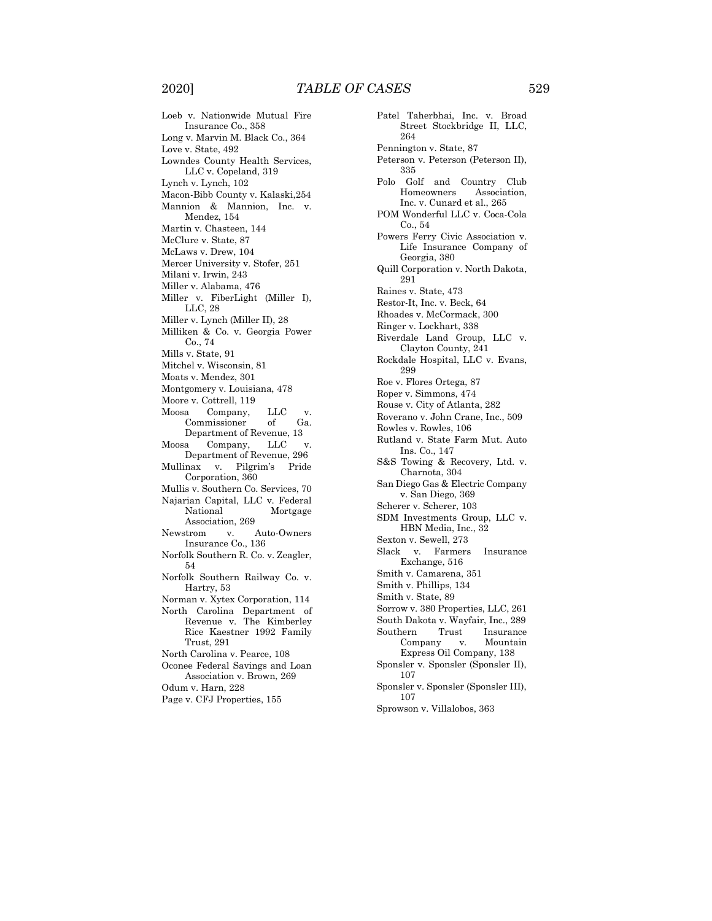Loeb v. Nationwide Mutual Fire Insurance Co., 358
Long v. Marvin M. Black Co., 364
Love v. State, 492
Lowndes County Health Services, LLC v. Copeland, 319
Lynch v. Lynch, 102
Macon-Bibb County v. Kalaski,254
Mannion & Mannion, Inc. v. Mendez, 154
Martin v. Chasteen, 144
McClure v. State, 87
McLaws v. Drew, 104
Mercer University v. Stofer, 251
Milani v. Irwin, 243
Miller v. Alabama, 476
Miller v. FiberLight (Miller I), LLC, 28
Miller v. Lynch (Miller II), 28
Milliken & Co. v. Georgia Power Co., 74
Mills v. State, 91
Mitchel v. Wisconsin, 81
Moats v. Mendez, 301
Montgomery v. Louisiana, 478
Moore v. Cottrell, 119
Moosa Company, LLC v. Commissioner of Ga. Department of Revenue, 13
Moosa Company, LLC v. Department of Revenue, 296
Mullinax v. Pilgrim's Pride Corporation, 360
Mullis v. Southern Co. Services, 70
Najarian Capital, LLC v. Federal National Mortgage Association, 269
Newstrom v. Auto-Owners Insurance Co., 136
Norfolk Southern R. Co. v. Zeagler, 54
Norfolk Southern Railway Co. v. Hartry, 53
Norman v. Xytex Corporation, 114
North Carolina Department of Revenue v. The Kimberley Rice Kaestner 1992 Family Trust, 291
North Carolina v. Pearce, 108
Oconee Federal Savings and Loan Association v. Brown, 269
Odum v. Harn, 228
Page v. CFJ Properties, 155
Patel Taherbhai, Inc. v. Broad Street Stockbridge II, LLC, 264
Pennington v. State, 87
Peterson v. Peterson (Peterson II), 335
Polo Golf and Country Club Homeowners Association, Inc. v. Cunard et al., 265
POM Wonderful LLC v. Coca-Cola Co., 54
Powers Ferry Civic Association v. Life Insurance Company of Georgia, 380
Quill Corporation v. North Dakota, 291
Raines v. State, 473
Restor-It, Inc. v. Beck, 64
Rhoades v. McCormack, 300
Ringer v. Lockhart, 338
Riverdale Land Group, LLC v. Clayton County, 241
Rockdale Hospital, LLC v. Evans, 299
Roe v. Flores Ortega, 87
Roper v. Simmons, 474
Rouse v. City of Atlanta, 282
Roverano v. John Crane, Inc., 509
Rowles v. Rowles, 106
Rutland v. State Farm Mut. Auto Ins. Co., 147
S&S Towing & Recovery, Ltd. v. Charnota, 304
San Diego Gas & Electric Company v. San Diego, 369
Scherer v. Scherer, 103
SDM Investments Group, LLC v. HBN Media, Inc., 32
Sexton v. Sewell, 273
Slack v. Farmers Insurance Exchange, 516
Smith v. Camarena, 351
Smith v. Phillips, 134
Smith v. State, 89
Sorrow v. 380 Properties, LLC, 261
South Dakota v. Wayfair, Inc., 289
Southern Trust Insurance Company v. Mountain Express Oil Company, 138
Sponsler v. Sponsler (Sponsler II), 107
Sponsler v. Sponsler (Sponsler III), 107
Sprowson v. Villalobos, 363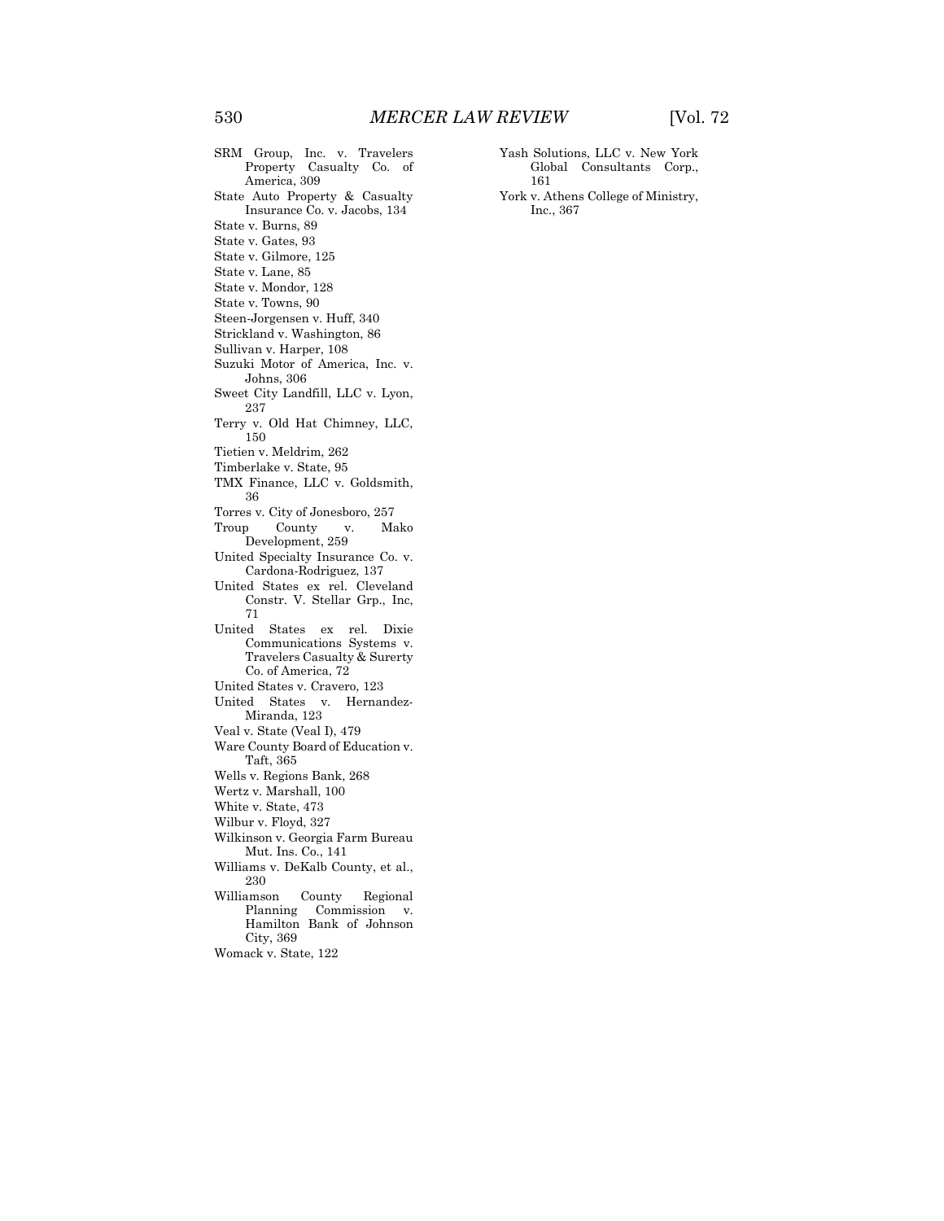SRM Group, Inc. v. Travelers Property Casualty Co. of America, 309

State Auto Property & Casualty Insurance Co. v. Jacobs, 134

State v. Burns, 89

State v. Gates, 93

State v. Gilmore, 125

State v. Lane, 85

State v. Mondor, 128

State v. Towns, 90

Steen-Jorgensen v. Huff, 340

Strickland v. Washington, 86

Sullivan v. Harper, 108

Suzuki Motor of America, Inc. v. Johns, 306

Sweet City Landfill, LLC v. Lyon, 237

Terry v. Old Hat Chimney, LLC, 150

Tietien v. Meldrim, 262

Timberlake v. State, 95

TMX Finance, LLC v. Goldsmith, 36

Torres v. City of Jonesboro, 257

Troup County v. Mako Development, 259

United Specialty Insurance Co. v. Cardona-Rodriguez, 137

United States ex rel. Cleveland Constr. V. Stellar Grp., Inc, 71

United States ex rel. Dixie Communications Systems v. Travelers Casualty & Surerty Co. of America, 72

United States v. Cravero, 123

United States v. Hernandez-Miranda, 123

Veal v. State (Veal I), 479

Ware County Board of Education v. Taft, 365

Wells v. Regions Bank, 268

Wertz v. Marshall, 100

White v. State, 473

Wilbur v. Floyd, 327

Wilkinson v. Georgia Farm Bureau Mut. Ins. Co., 141

Williams v. DeKalb County, et al., 230

Williamson County Regional Planning Commission v. Hamilton Bank of Johnson City, 369

Womack v. State, 122

Yash Solutions, LLC v. New York Global Consultants Corp., 161

York v. Athens College of Ministry, Inc., 367